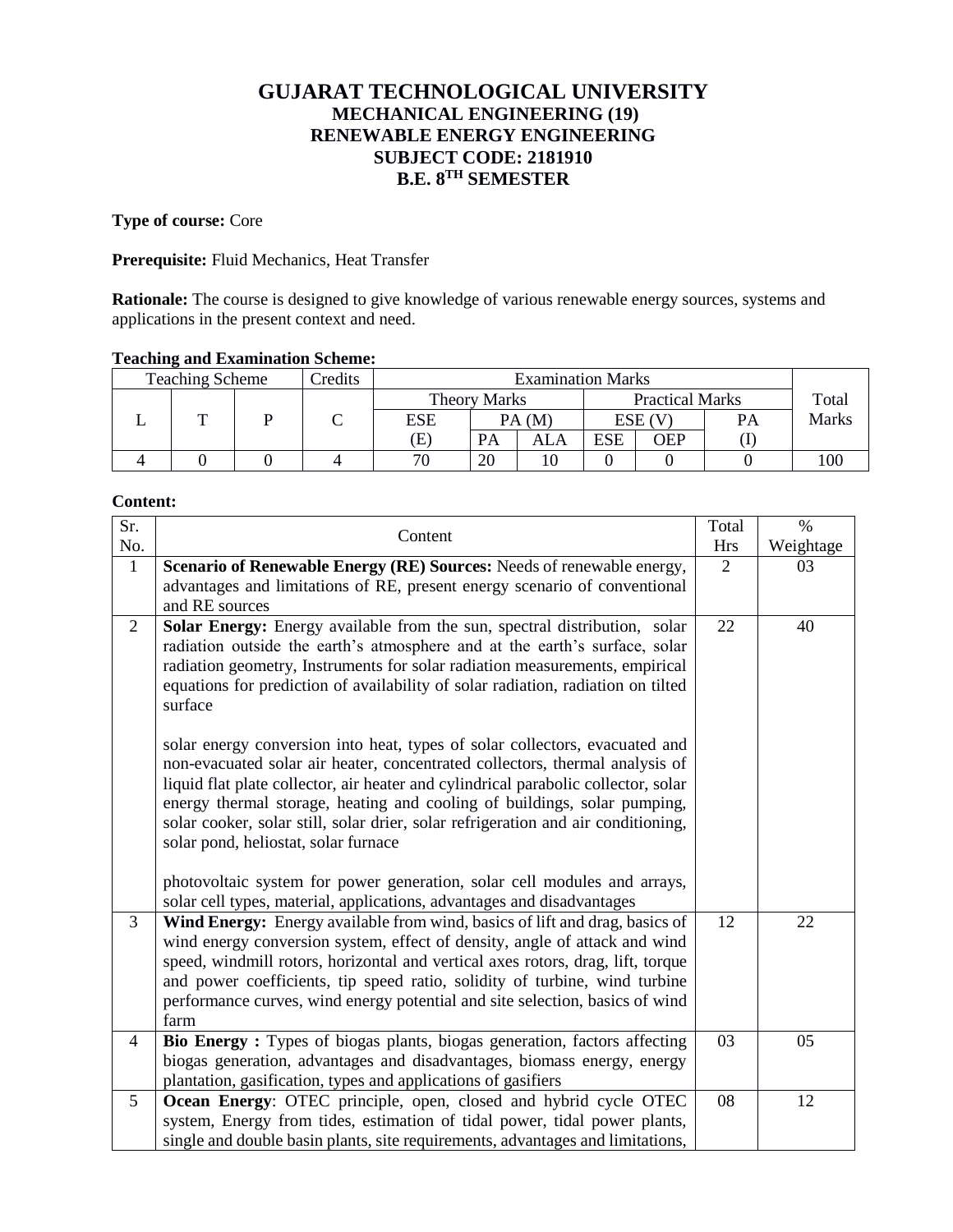# GUJARAT TECHNOLOGICAL UNIVERSITY

## MECHANICAL ENGINEERING (19)

## RENEWABLE ENERGY ENGINEERING

## SUBJECT CODE: 2181910

## B.E. 8TH SEMESTER

**Type of course:** Core

**Prerequisite:** Fluid Mechanics, Heat Transfer

**Rationale:** The course is designed to give knowledge of various renewable energy sources, systems and applications in the present context and need.

**Teaching and Examination Scheme:**

| Teaching Scheme | | | Credits | Examination Marks | | | | | | Total Marks |
|---|---|---|---|---|---|---|---|---|---|---|
| | | | | Theory Marks | | | Practical Marks | | | |
| L | T | P | C | ESE | PA (M) | | ESE (V) | | PA | |
| | | | | (E) | PA | ALA | ESE | OEP | (I) | |
| 4 | 0 | 0 | 4 | 70 | 20 | 10 | 0 | 0 | 0 | 100 |

**Content:**

| Sr. No. | Content | Total Hrs | % Weightage |
|---|---|---|---|
| 1 | **Scenario of Renewable Energy (RE) Sources:** Needs of renewable energy, advantages and limitations of RE, present energy scenario of conventional and RE sources | 2 | 03 |
| 2 | **Solar Energy:** Energy available from the sun, spectral distribution, solar radiation outside the earth's atmosphere and at the earth's surface, solar radiation geometry, Instruments for solar radiation measurements, empirical equations for prediction of availability of solar radiation, radiation on tilted surface<br><br>solar energy conversion into heat, types of solar collectors, evacuated and non-evacuated solar air heater, concentrated collectors, thermal analysis of liquid flat plate collector, air heater and cylindrical parabolic collector, solar energy thermal storage, heating and cooling of buildings, solar pumping, solar cooker, solar still, solar drier, solar refrigeration and air conditioning, solar pond, heliostat, solar furnace<br><br>photovoltaic system for power generation, solar cell modules and arrays, solar cell types, material, applications, advantages and disadvantages | 22 | 40 |
| 3 | **Wind Energy:** Energy available from wind, basics of lift and drag, basics of wind energy conversion system, effect of density, angle of attack and wind speed, windmill rotors, horizontal and vertical axes rotors, drag, lift, torque and power coefficients, tip speed ratio, solidity of turbine, wind turbine performance curves, wind energy potential and site selection, basics of wind farm | 12 | 22 |
| 4 | **Bio Energy :** Types of biogas plants, biogas generation, factors affecting biogas generation, advantages and disadvantages, biomass energy, energy plantation, gasification, types and applications of gasifiers | 03 | 05 |
| 5 | **Ocean Energy**: OTEC principle, open, closed and hybrid cycle OTEC system, Energy from tides, estimation of tidal power, tidal power plants, single and double basin plants, site requirements, advantages and limitations, | 08 | 12 |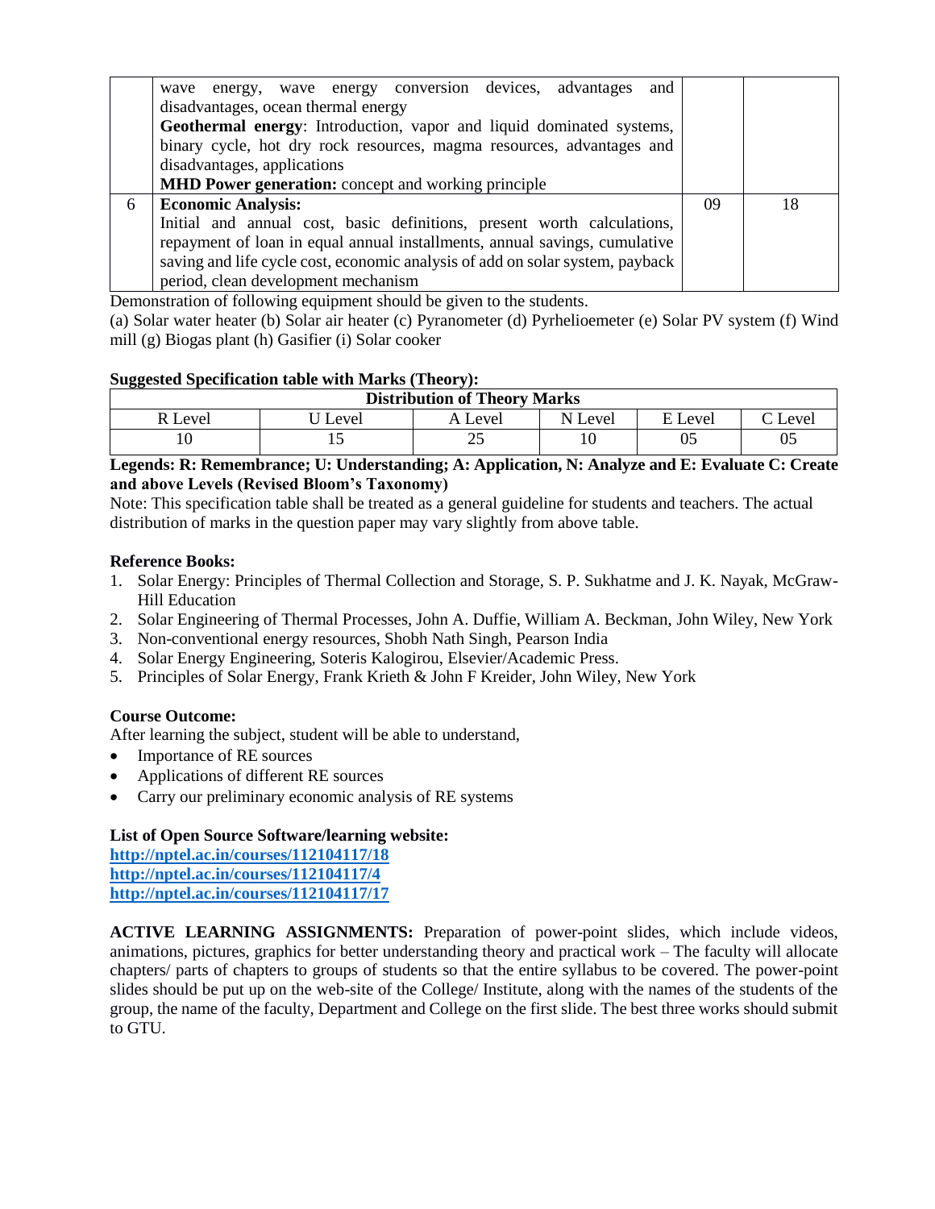| | | | |
|---|---|---|---|
| | wave energy, wave energy conversion devices, advantages and disadvantages, ocean thermal energy<br>**Geothermal energy**: Introduction, vapor and liquid dominated systems, binary cycle, hot dry rock resources, magma resources, advantages and disadvantages, applications<br>**MHD Power generation:** concept and working principle | | |
| 6 | **Economic Analysis:**<br>Initial and annual cost, basic definitions, present worth calculations, repayment of loan in equal annual installments, annual savings, cumulative saving and life cycle cost, economic analysis of add on solar system, payback period, clean development mechanism | 09 | 18 |

Demonstration of following equipment should be given to the students.

(a) Solar water heater (b) Solar air heater (c) Pyranometer (d) Pyrhelioemeter (e) Solar PV system (f) Wind mill (g) Biogas plant (h) Gasifier (i) Solar cooker

**Suggested Specification table with Marks (Theory):**

| Distribution of Theory Marks | | | | | |
|---|---|---|---|---|---|
| R Level | U Level | A Level | N Level | E Level | C Level |
| 10 | 15 | 25 | 10 | 05 | 05 |

**Legends: R: Remembrance; U: Understanding; A: Application, N: Analyze and E: Evaluate C: Create and above Levels (Revised Bloom's Taxonomy)**

Note: This specification table shall be treated as a general guideline for students and teachers. The actual distribution of marks in the question paper may vary slightly from above table.

**Reference Books:**

1. Solar Energy: Principles of Thermal Collection and Storage, S. P. Sukhatme and J. K. Nayak, McGraw-Hill Education
2. Solar Engineering of Thermal Processes, John A. Duffie, William A. Beckman, John Wiley, New York
3. Non-conventional energy resources, Shobh Nath Singh, Pearson India
4. Solar Energy Engineering, Soteris Kalogirou, Elsevier/Academic Press.
5. Principles of Solar Energy, Frank Krieth & John F Kreider, John Wiley, New York

**Course Outcome:**

After learning the subject, student will be able to understand,

- Importance of RE sources
- Applications of different RE sources
- Carry our preliminary economic analysis of RE systems

**List of Open Source Software/learning website:**

**http://nptel.ac.in/courses/112104117/18**
**http://nptel.ac.in/courses/112104117/4**
**http://nptel.ac.in/courses/112104117/17**

**ACTIVE LEARNING ASSIGNMENTS:** Preparation of power-point slides, which include videos, animations, pictures, graphics for better understanding theory and practical work – The faculty will allocate chapters/ parts of chapters to groups of students so that the entire syllabus to be covered. The power-point slides should be put up on the web-site of the College/ Institute, along with the names of the students of the group, the name of the faculty, Department and College on the first slide. The best three works should submit to GTU.